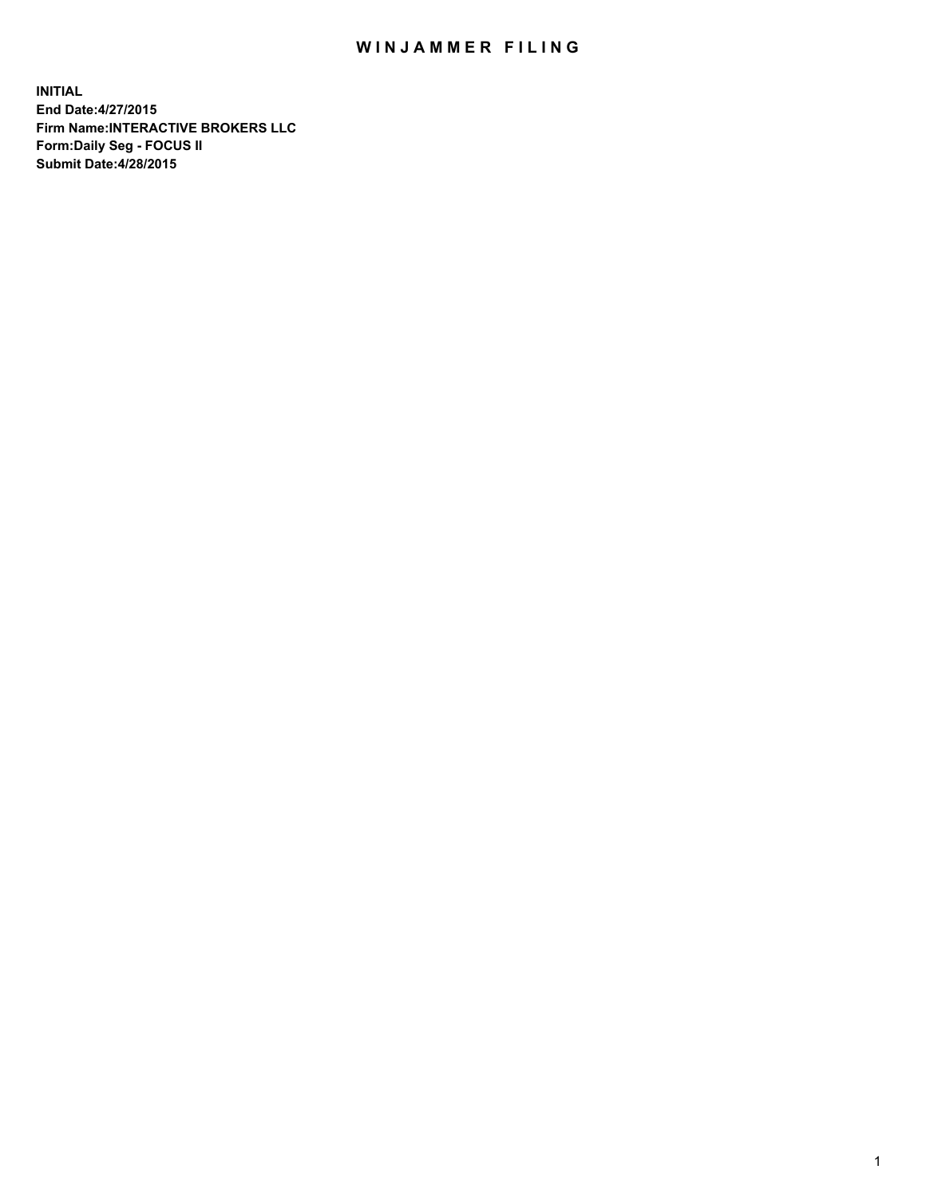# WINJAMMER FILING

**INITIAL**
**End Date:4/27/2015**
**Firm Name:INTERACTIVE BROKERS LLC**
**Form:Daily Seg - FOCUS II**
**Submit Date:4/28/2015**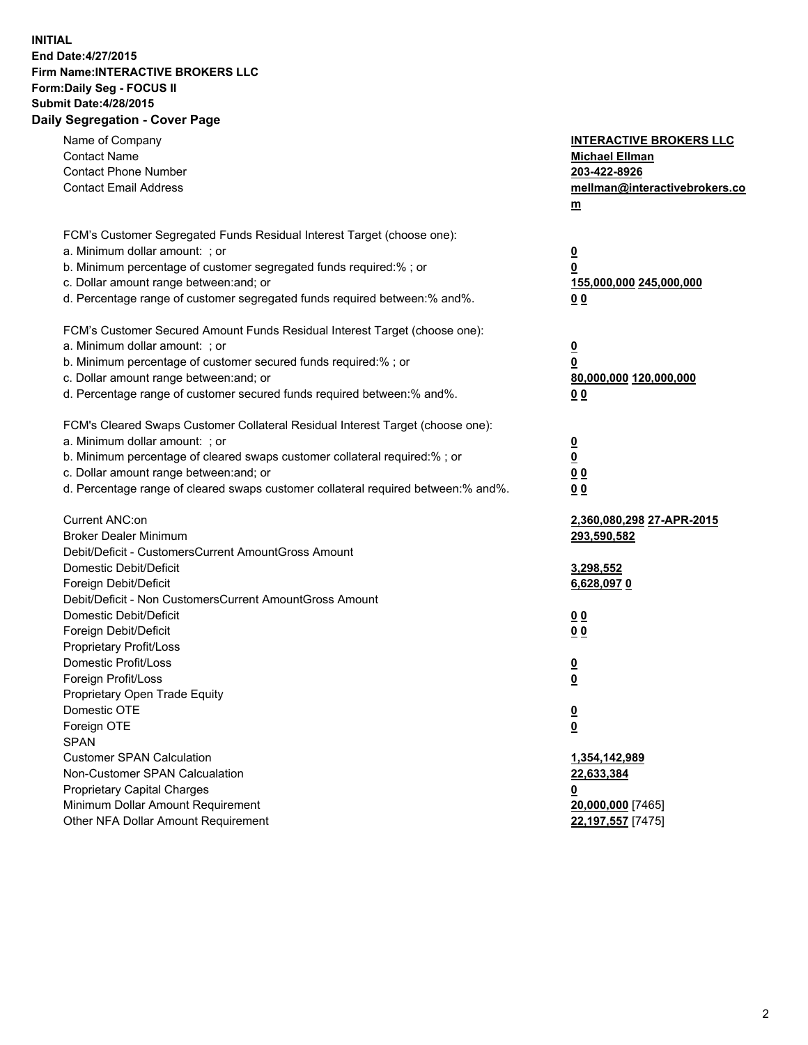**INITIAL**
**End Date:4/27/2015**
**Firm Name:INTERACTIVE BROKERS LLC**
**Form:Daily Seg - FOCUS II**
**Submit Date:4/28/2015**

## Daily Segregation - Cover Page

| | |
|---|---|
| Name of Company | **INTERACTIVE BROKERS LLC** |
| Contact Name | **Michael Ellman** |
| Contact Phone Number | **203-422-8926** |
| Contact Email Address | **mellman@interactivebrokers.com** |
| | |
| FCM's Customer Segregated Funds Residual Interest Target (choose one): | |
| a. Minimum dollar amount: ; or | **0** |
| b. Minimum percentage of customer segregated funds required:% ; or | **0** |
| c. Dollar amount range between:and; or | **155,000,000 245,000,000** |
| d. Percentage range of customer segregated funds required between:% and%. | **0 0** |
| | |
| FCM's Customer Secured Amount Funds Residual Interest Target (choose one): | |
| a. Minimum dollar amount: ; or | **0** |
| b. Minimum percentage of customer secured funds required:% ; or | **0** |
| c. Dollar amount range between:and; or | **80,000,000 120,000,000** |
| d. Percentage range of customer secured funds required between:% and%. | **0 0** |
| | |
| FCM's Cleared Swaps Customer Collateral Residual Interest Target (choose one): | |
| a. Minimum dollar amount: ; or | **0** |
| b. Minimum percentage of cleared swaps customer collateral required:% ; or | **0** |
| c. Dollar amount range between:and; or | **0 0** |
| d. Percentage range of cleared swaps customer collateral required between:% and%. | **0 0** |
| | |
| Current ANC:on | **2,360,080,298 27-APR-2015** |
| Broker Dealer Minimum | **293,590,582** |
| Debit/Deficit - CustomersCurrent AmountGross Amount | |
| Domestic Debit/Deficit | **3,298,552** |
| Foreign Debit/Deficit | **6,628,097 0** |
| Debit/Deficit - Non CustomersCurrent AmountGross Amount | |
| Domestic Debit/Deficit | **0 0** |
| Foreign Debit/Deficit | **0 0** |
| Proprietary Profit/Loss | |
| Domestic Profit/Loss | **0** |
| Foreign Profit/Loss | **0** |
| Proprietary Open Trade Equity | |
| Domestic OTE | **0** |
| Foreign OTE | **0** |
| SPAN | |
| Customer SPAN Calculation | **1,354,142,989** |
| Non-Customer SPAN Calcualation | **22,633,384** |
| Proprietary Capital Charges | **0** |
| Minimum Dollar Amount Requirement | **20,000,000** [7465] |
| Other NFA Dollar Amount Requirement | **22,197,557** [7475] |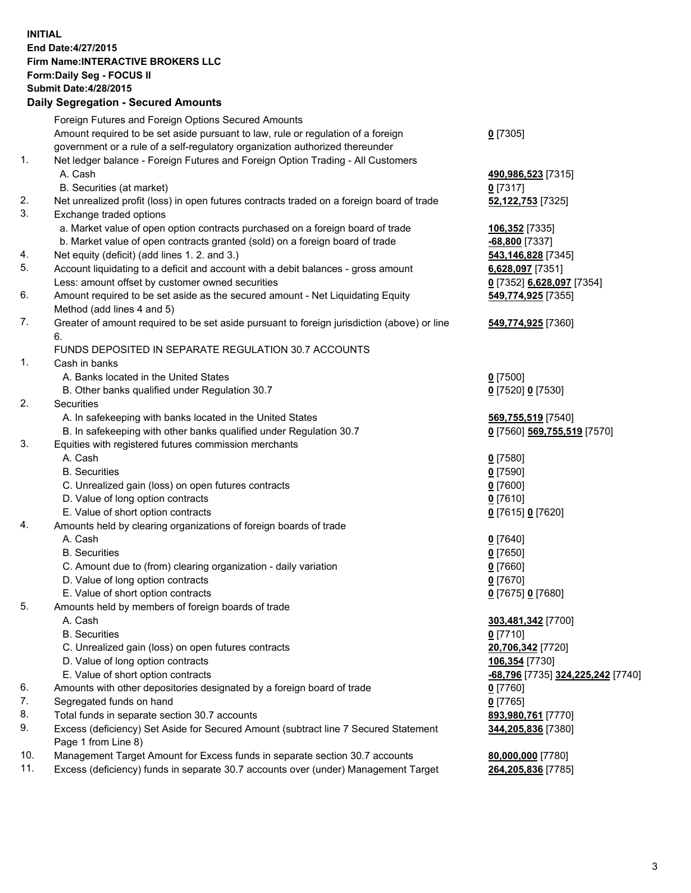**INITIAL**
**End Date:4/27/2015**
**Firm Name:INTERACTIVE BROKERS LLC**
**Form:Daily Seg - FOCUS II**
**Submit Date:4/28/2015**

## Daily Segregation - Secured Amounts

| | | |
|---|---|---|
| | Foreign Futures and Foreign Options Secured Amounts | |
| | Amount required to be set aside pursuant to law, rule or regulation of a foreign government or a rule of a self-regulatory organization authorized thereunder | 0 [7305] |
| 1. | Net ledger balance - Foreign Futures and Foreign Option Trading - All Customers | |
| | A. Cash | 490,986,523 [7315] |
| | B. Securities (at market) | 0 [7317] |
| 2. | Net unrealized profit (loss) in open futures contracts traded on a foreign board of trade | 52,122,753 [7325] |
| 3. | Exchange traded options | |
| | a. Market value of open option contracts purchased on a foreign board of trade | 106,352 [7335] |
| | b. Market value of open contracts granted (sold) on a foreign board of trade | -68,800 [7337] |
| 4. | Net equity (deficit) (add lines 1. 2. and 3.) | 543,146,828 [7345] |
| 5. | Account liquidating to a deficit and account with a debit balances - gross amount | 6,628,097 [7351] |
| | Less: amount offset by customer owned securities | 0 [7352] 6,628,097 [7354] |
| 6. | Amount required to be set aside as the secured amount - Net Liquidating Equity Method (add lines 4 and 5) | 549,774,925 [7355] |
| 7. | Greater of amount required to be set aside pursuant to foreign jurisdiction (above) or line 6. | 549,774,925 [7360] |
| | FUNDS DEPOSITED IN SEPARATE REGULATION 30.7 ACCOUNTS | |
| 1. | Cash in banks | |
| | A. Banks located in the United States | 0 [7500] |
| | B. Other banks qualified under Regulation 30.7 | 0 [7520] 0 [7530] |
| 2. | Securities | |
| | A. In safekeeping with banks located in the United States | 569,755,519 [7540] |
| | B. In safekeeping with other banks qualified under Regulation 30.7 | 0 [7560] 569,755,519 [7570] |
| 3. | Equities with registered futures commission merchants | |
| | A. Cash | 0 [7580] |
| | B. Securities | 0 [7590] |
| | C. Unrealized gain (loss) on open futures contracts | 0 [7600] |
| | D. Value of long option contracts | 0 [7610] |
| | E. Value of short option contracts | 0 [7615] 0 [7620] |
| 4. | Amounts held by clearing organizations of foreign boards of trade | |
| | A. Cash | 0 [7640] |
| | B. Securities | 0 [7650] |
| | C. Amount due to (from) clearing organization - daily variation | 0 [7660] |
| | D. Value of long option contracts | 0 [7670] |
| | E. Value of short option contracts | 0 [7675] 0 [7680] |
| 5. | Amounts held by members of foreign boards of trade | |
| | A. Cash | 303,481,342 [7700] |
| | B. Securities | 0 [7710] |
| | C. Unrealized gain (loss) on open futures contracts | 20,706,342 [7720] |
| | D. Value of long option contracts | 106,354 [7730] |
| | E. Value of short option contracts | -68,796 [7735] 324,225,242 [7740] |
| 6. | Amounts with other depositories designated by a foreign board of trade | 0 [7760] |
| 7. | Segregated funds on hand | 0 [7765] |
| 8. | Total funds in separate section 30.7 accounts | 893,980,761 [7770] |
| 9. | Excess (deficiency) Set Aside for Secured Amount (subtract line 7 Secured Statement Page 1 from Line 8) | 344,205,836 [7380] |
| 10. | Management Target Amount for Excess funds in separate section 30.7 accounts | 80,000,000 [7780] |
| 11. | Excess (deficiency) funds in separate 30.7 accounts over (under) Management Target | 264,205,836 [7785] |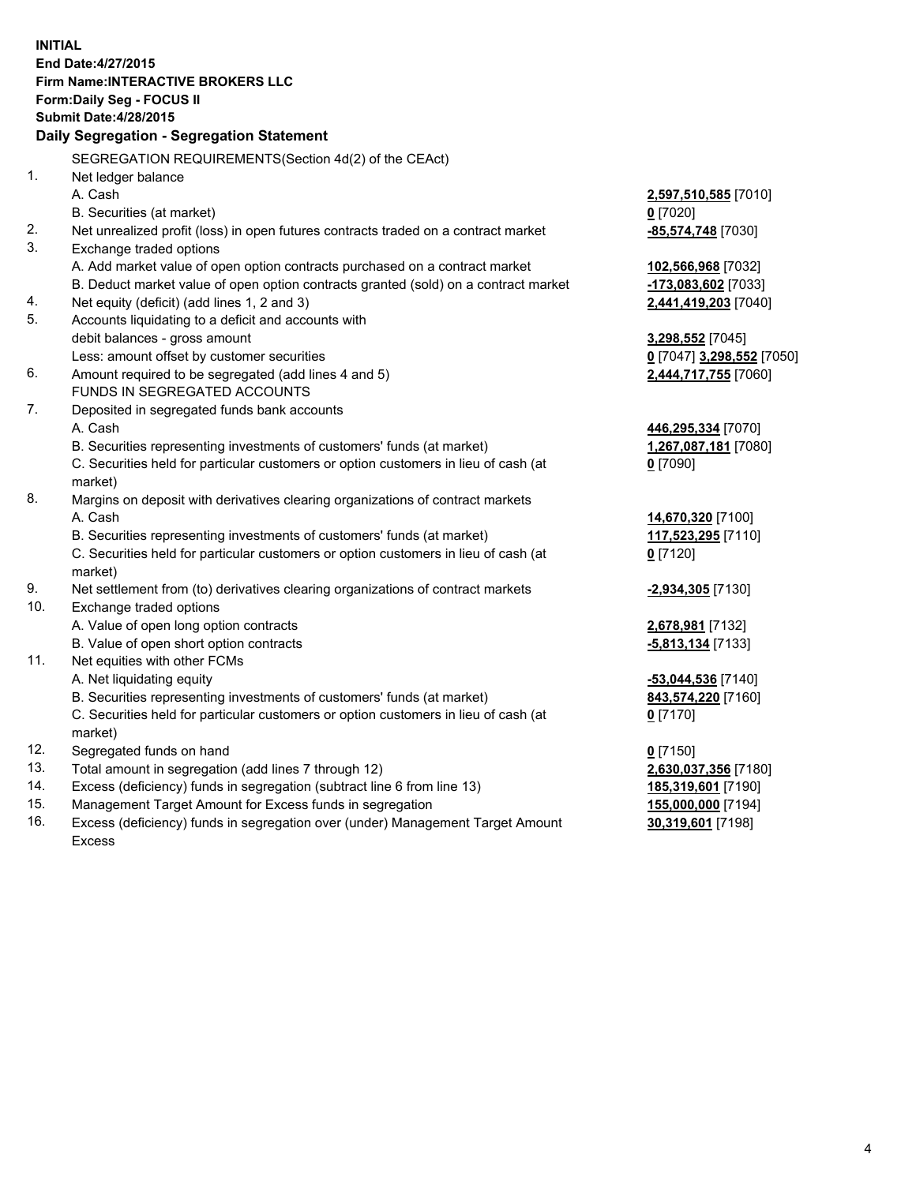**INITIAL**
**End Date:4/27/2015**
**Firm Name:INTERACTIVE BROKERS LLC**
**Form:Daily Seg - FOCUS II**
**Submit Date:4/28/2015**

## Daily Segregation - Segregation Statement

| | | |
|---|---|---|
| | SEGREGATION REQUIREMENTS(Section 4d(2) of the CEAct) | |
| 1. | Net ledger balance | |
| | A. Cash | **2,597,510,585** [7010] |
| | B. Securities (at market) | **0** [7020] |
| 2. | Net unrealized profit (loss) in open futures contracts traded on a contract market | **-85,574,748** [7030] |
| 3. | Exchange traded options | |
| | A. Add market value of open option contracts purchased on a contract market | **102,566,968** [7032] |
| | B. Deduct market value of open option contracts granted (sold) on a contract market | **-173,083,602** [7033] |
| 4. | Net equity (deficit) (add lines 1, 2 and 3) | **2,441,419,203** [7040] |
| 5. | Accounts liquidating to a deficit and accounts with | |
| | debit balances - gross amount | **3,298,552** [7045] |
| | Less: amount offset by customer securities | **0** [7047] **3,298,552** [7050] |
| 6. | Amount required to be segregated (add lines 4 and 5) | **2,444,717,755** [7060] |
| | FUNDS IN SEGREGATED ACCOUNTS | |
| 7. | Deposited in segregated funds bank accounts | |
| | A. Cash | **446,295,334** [7070] |
| | B. Securities representing investments of customers' funds (at market) | **1,267,087,181** [7080] |
| | C. Securities held for particular customers or option customers in lieu of cash (at market) | **0** [7090] |
| 8. | Margins on deposit with derivatives clearing organizations of contract markets | |
| | A. Cash | **14,670,320** [7100] |
| | B. Securities representing investments of customers' funds (at market) | **117,523,295** [7110] |
| | C. Securities held for particular customers or option customers in lieu of cash (at market) | **0** [7120] |
| 9. | Net settlement from (to) derivatives clearing organizations of contract markets | **-2,934,305** [7130] |
| 10. | Exchange traded options | |
| | A. Value of open long option contracts | **2,678,981** [7132] |
| | B. Value of open short option contracts | **-5,813,134** [7133] |
| 11. | Net equities with other FCMs | |
| | A. Net liquidating equity | **-53,044,536** [7140] |
| | B. Securities representing investments of customers' funds (at market) | **843,574,220** [7160] |
| | C. Securities held for particular customers or option customers in lieu of cash (at market) | **0** [7170] |
| 12. | Segregated funds on hand | **0** [7150] |
| 13. | Total amount in segregation (add lines 7 through 12) | **2,630,037,356** [7180] |
| 14. | Excess (deficiency) funds in segregation (subtract line 6 from line 13) | **185,319,601** [7190] |
| 15. | Management Target Amount for Excess funds in segregation | **155,000,000** [7194] |
| 16. | Excess (deficiency) funds in segregation over (under) Management Target Amount Excess | **30,319,601** [7198] |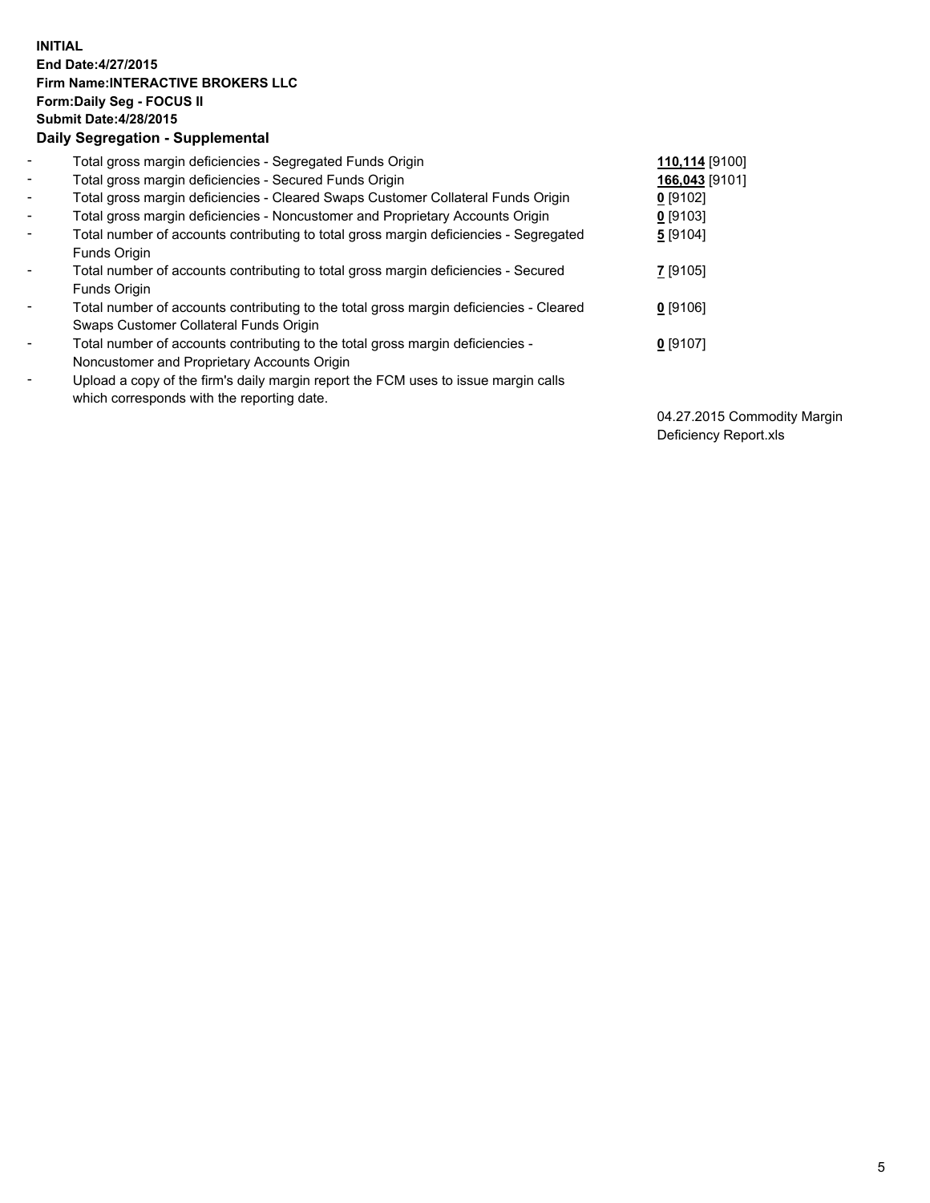**INITIAL**
**End Date:4/27/2015**
**Firm Name:INTERACTIVE BROKERS LLC**
**Form:Daily Seg - FOCUS II**
**Submit Date:4/28/2015**

**Daily Segregation - Supplemental**

| | | |
|---|---|---|
| - | Total gross margin deficiencies - Segregated Funds Origin | **110,114** [9100] |
| - | Total gross margin deficiencies - Secured Funds Origin | **166,043** [9101] |
| - | Total gross margin deficiencies - Cleared Swaps Customer Collateral Funds Origin | **0** [9102] |
| - | Total gross margin deficiencies - Noncustomer and Proprietary Accounts Origin | **0** [9103] |
| - | Total number of accounts contributing to total gross margin deficiencies - Segregated Funds Origin | **5** [9104] |
| - | Total number of accounts contributing to total gross margin deficiencies - Secured Funds Origin | **7** [9105] |
| - | Total number of accounts contributing to the total gross margin deficiencies - Cleared Swaps Customer Collateral Funds Origin | **0** [9106] |
| - | Total number of accounts contributing to the total gross margin deficiencies - Noncustomer and Proprietary Accounts Origin | **0** [9107] |
| - | Upload a copy of the firm's daily margin report the FCM uses to issue margin calls which corresponds with the reporting date. | 04.27.2015 Commodity Margin Deficiency Report.xls |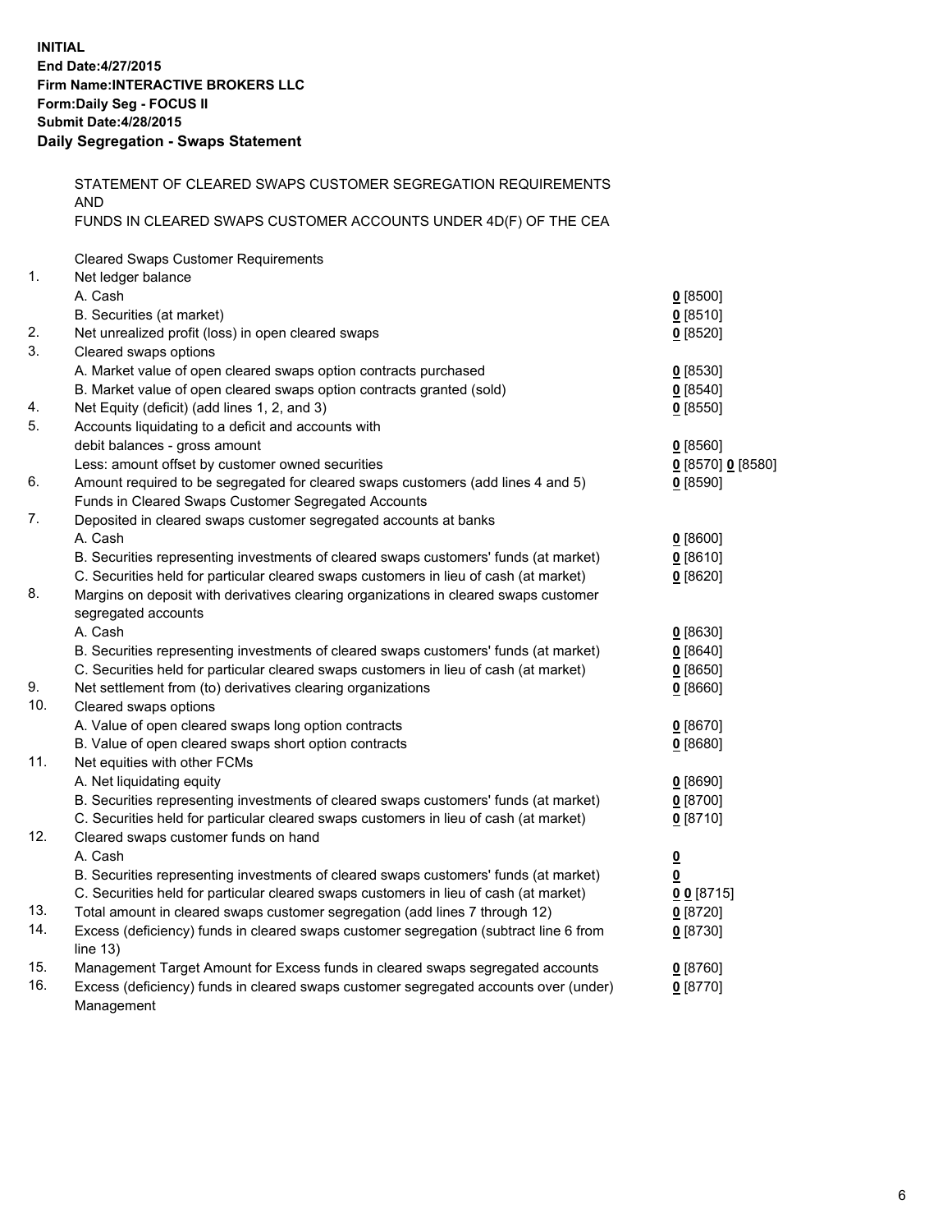**INITIAL**
**End Date:4/27/2015**
**Firm Name:INTERACTIVE BROKERS LLC**
**Form:Daily Seg - FOCUS II**
**Submit Date:4/28/2015**
**Daily Segregation - Swaps Statement**

STATEMENT OF CLEARED SWAPS CUSTOMER SEGREGATION REQUIREMENTS AND FUNDS IN CLEARED SWAPS CUSTOMER ACCOUNTS UNDER 4D(F) OF THE CEA

| | | |
|---|---|---|
| | Cleared Swaps Customer Requirements | |
| 1. | Net ledger balance | |
| | A. Cash | 0 [8500] |
| | B. Securities (at market) | 0 [8510] |
| 2. | Net unrealized profit (loss) in open cleared swaps | 0 [8520] |
| 3. | Cleared swaps options | |
| | A. Market value of open cleared swaps option contracts purchased | 0 [8530] |
| | B. Market value of open cleared swaps option contracts granted (sold) | 0 [8540] |
| 4. | Net Equity (deficit) (add lines 1, 2, and 3) | 0 [8550] |
| 5. | Accounts liquidating to a deficit and accounts with debit balances - gross amount | 0 [8560] |
| | Less: amount offset by customer owned securities | 0 [8570] 0 [8580] |
| 6. | Amount required to be segregated for cleared swaps customers (add lines 4 and 5) | 0 [8590] |
| | Funds in Cleared Swaps Customer Segregated Accounts | |
| 7. | Deposited in cleared swaps customer segregated accounts at banks | |
| | A. Cash | 0 [8600] |
| | B. Securities representing investments of cleared swaps customers' funds (at market) | 0 [8610] |
| | C. Securities held for particular cleared swaps customers in lieu of cash (at market) | 0 [8620] |
| 8. | Margins on deposit with derivatives clearing organizations in cleared swaps customer segregated accounts | |
| | A. Cash | 0 [8630] |
| | B. Securities representing investments of cleared swaps customers' funds (at market) | 0 [8640] |
| | C. Securities held for particular cleared swaps customers in lieu of cash (at market) | 0 [8650] |
| 9. | Net settlement from (to) derivatives clearing organizations | 0 [8660] |
| 10. | Cleared swaps options | |
| | A. Value of open cleared swaps long option contracts | 0 [8670] |
| | B. Value of open cleared swaps short option contracts | 0 [8680] |
| 11. | Net equities with other FCMs | |
| | A. Net liquidating equity | 0 [8690] |
| | B. Securities representing investments of cleared swaps customers' funds (at market) | 0 [8700] |
| | C. Securities held for particular cleared swaps customers in lieu of cash (at market) | 0 [8710] |
| 12. | Cleared swaps customer funds on hand | |
| | A. Cash | 0 |
| | B. Securities representing investments of cleared swaps customers' funds (at market) | 0 |
| | C. Securities held for particular cleared swaps customers in lieu of cash (at market) | 0 0 [8715] |
| 13. | Total amount in cleared swaps customer segregation (add lines 7 through 12) | 0 [8720] |
| 14. | Excess (deficiency) funds in cleared swaps customer segregation (subtract line 6 from line 13) | 0 [8730] |
| 15. | Management Target Amount for Excess funds in cleared swaps segregated accounts | 0 [8760] |
| 16. | Excess (deficiency) funds in cleared swaps customer segregated accounts over (under) Management | 0 [8770] |